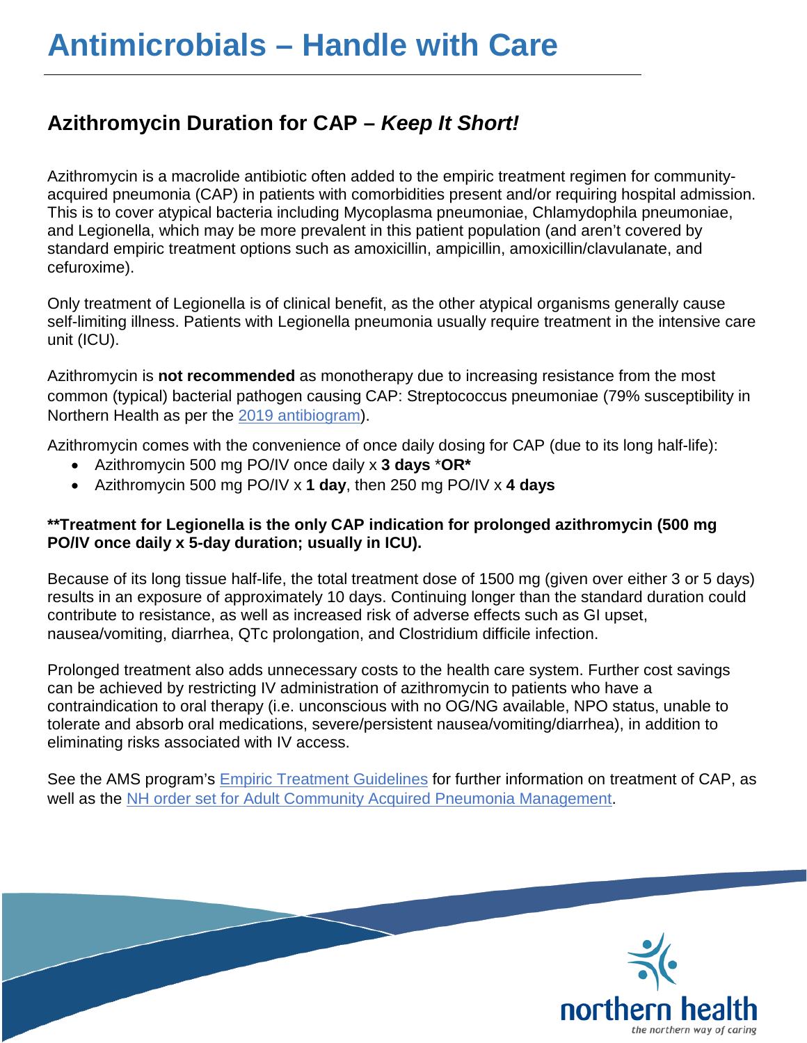# Antimicrobials – Handle with Care

## Azithromycin Duration for CAP – *Keep It Short!*

Azithromycin is a macrolide antibiotic often added to the empiric treatment regimen for community-acquired pneumonia (CAP) in patients with comorbidities present and/or requiring hospital admission. This is to cover atypical bacteria including Mycoplasma pneumoniae, Chlamydophila pneumoniae, and Legionella, which may be more prevalent in this patient population (and aren't covered by standard empiric treatment options such as amoxicillin, ampicillin, amoxicillin/clavulanate, and cefuroxime).

Only treatment of Legionella is of clinical benefit, as the other atypical organisms generally cause self-limiting illness. Patients with Legionella pneumonia usually require treatment in the intensive care unit (ICU).

Azithromycin is **not recommended** as monotherapy due to increasing resistance from the most common (typical) bacterial pathogen causing CAP: Streptococcus pneumoniae (79% susceptibility in Northern Health as per the [2019 antibiogram]).

Azithromycin comes with the convenience of once daily dosing for CAP (due to its long half-life):

- Azithromycin 500 mg PO/IV once daily x **3 days** *​**OR***
- Azithromycin 500 mg PO/IV x **1 day**, then 250 mg PO/IV x **4 days**

**\*\*Treatment for Legionella is the only CAP indication for prolonged azithromycin (500 mg PO/IV once daily x 5-day duration; usually in ICU).**

Because of its long tissue half-life, the total treatment dose of 1500 mg (given over either 3 or 5 days) results in an exposure of approximately 10 days. Continuing longer than the standard duration could contribute to resistance, as well as increased risk of adverse effects such as GI upset, nausea/vomiting, diarrhea, QTc prolongation, and Clostridium difficile infection.

Prolonged treatment also adds unnecessary costs to the health care system. Further cost savings can be achieved by restricting IV administration of azithromycin to patients who have a contraindication to oral therapy (i.e. unconscious with no OG/NG available, NPO status, unable to tolerate and absorb oral medications, severe/persistent nausea/vomiting/diarrhea), in addition to eliminating risks associated with IV access.

See the AMS program's [Empiric Treatment Guidelines] for further information on treatment of CAP, as well as the [NH order set for Adult Community Acquired Pneumonia Management].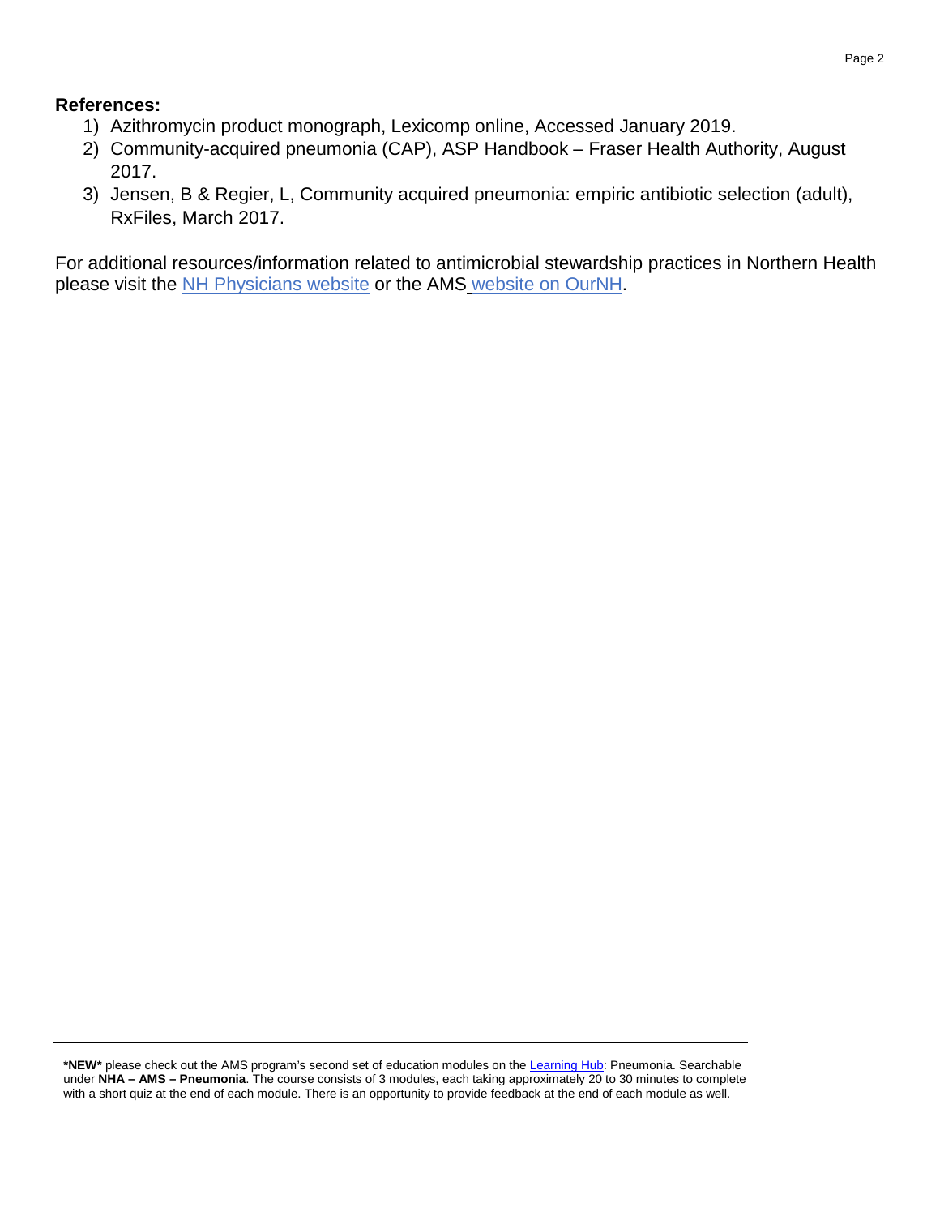**References:**

1) Azithromycin product monograph, Lexicomp online, Accessed January 2019.
2) Community-acquired pneumonia (CAP), ASP Handbook – Fraser Health Authority, August 2017.
3) Jensen, B & Regier, L, Community acquired pneumonia: empiric antibiotic selection (adult), RxFiles, March 2017.

For additional resources/information related to antimicrobial stewardship practices in Northern Health please visit the NH Physicians website or the AMS website on OurNH.

---

**\*NEW\*** please check out the AMS program's second set of education modules on the Learning Hub: Pneumonia. Searchable under **NHA – AMS – Pneumonia**. The course consists of 3 modules, each taking approximately 20 to 30 minutes to complete with a short quiz at the end of each module. There is an opportunity to provide feedback at the end of each module as well.